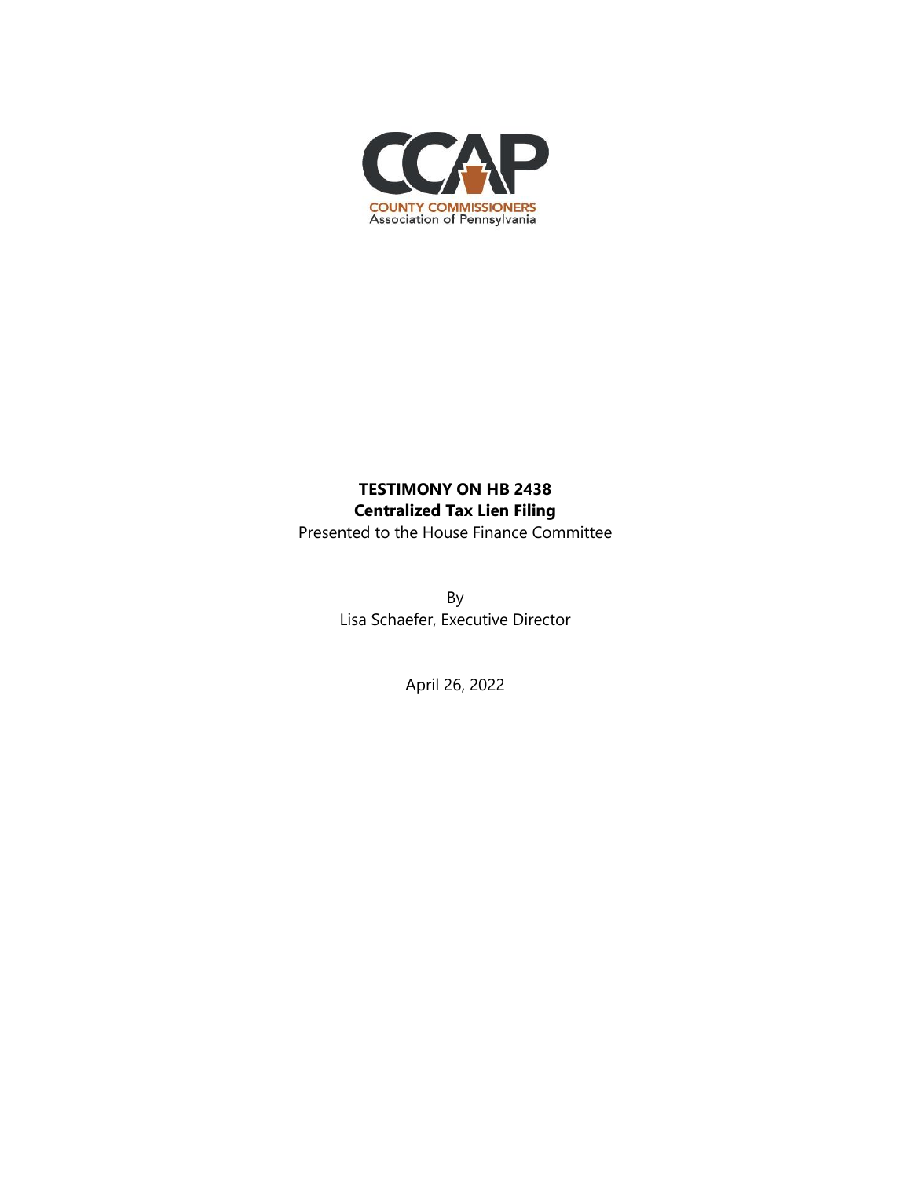CCAP

COUNTY COMMISSIONERS
Association of Pennsylvania

**TESTIMONY ON HB 2438**

**Centralized Tax Lien Filing**

Presented to the House Finance Committee

By

Lisa Schaefer, Executive Director

April 26, 2022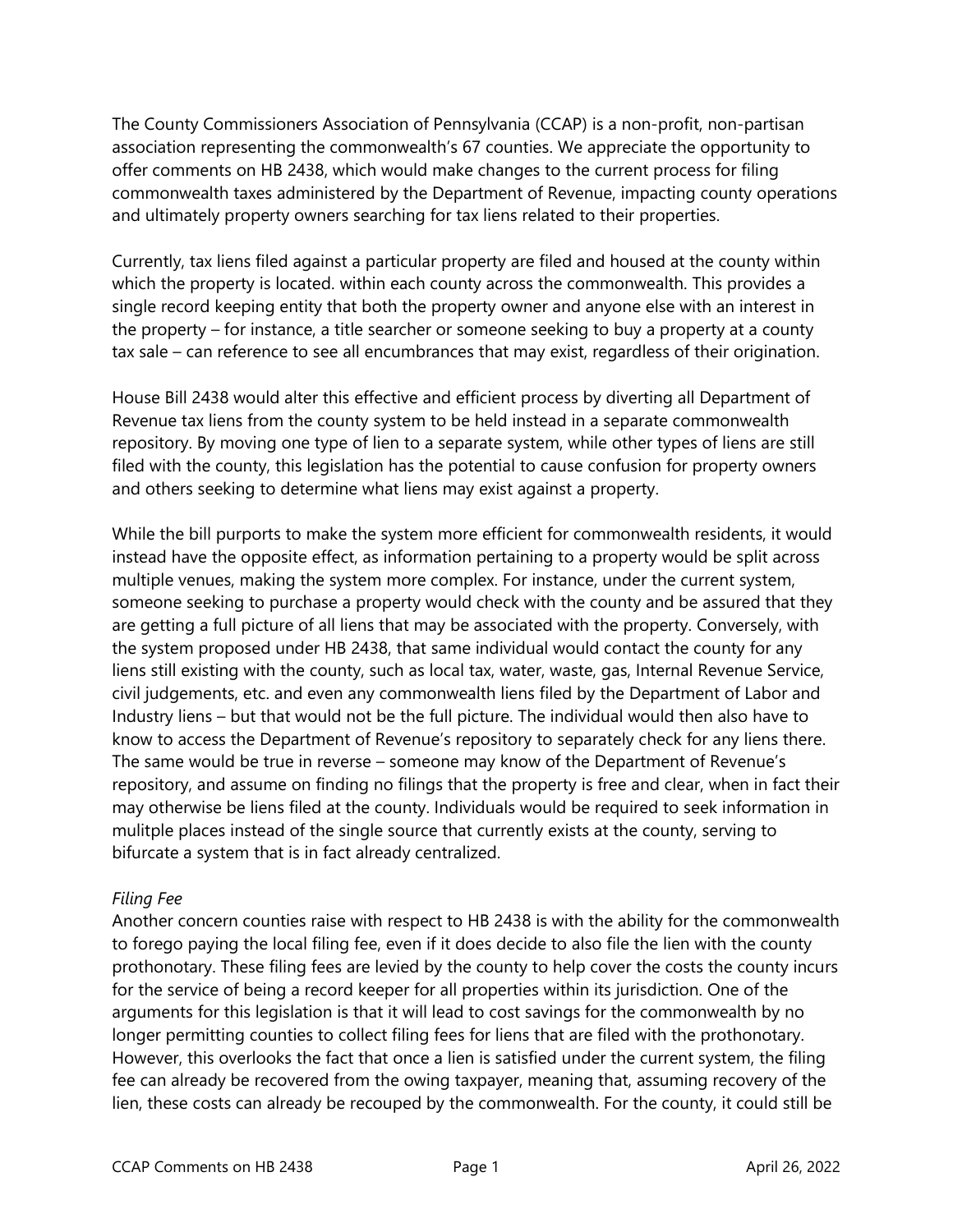The County Commissioners Association of Pennsylvania (CCAP) is a non-profit, non-partisan association representing the commonwealth's 67 counties. We appreciate the opportunity to offer comments on HB 2438, which would make changes to the current process for filing commonwealth taxes administered by the Department of Revenue, impacting county operations and ultimately property owners searching for tax liens related to their properties.

Currently, tax liens filed against a particular property are filed and housed at the county within which the property is located. within each county across the commonwealth. This provides a single record keeping entity that both the property owner and anyone else with an interest in the property – for instance, a title searcher or someone seeking to buy a property at a county tax sale – can reference to see all encumbrances that may exist, regardless of their origination.

House Bill 2438 would alter this effective and efficient process by diverting all Department of Revenue tax liens from the county system to be held instead in a separate commonwealth repository. By moving one type of lien to a separate system, while other types of liens are still filed with the county, this legislation has the potential to cause confusion for property owners and others seeking to determine what liens may exist against a property.

While the bill purports to make the system more efficient for commonwealth residents, it would instead have the opposite effect, as information pertaining to a property would be split across multiple venues, making the system more complex. For instance, under the current system, someone seeking to purchase a property would check with the county and be assured that they are getting a full picture of all liens that may be associated with the property. Conversely, with the system proposed under HB 2438, that same individual would contact the county for any liens still existing with the county, such as local tax, water, waste, gas, Internal Revenue Service, civil judgements, etc. and even any commonwealth liens filed by the Department of Labor and Industry liens – but that would not be the full picture. The individual would then also have to know to access the Department of Revenue's repository to separately check for any liens there. The same would be true in reverse – someone may know of the Department of Revenue's repository, and assume on finding no filings that the property is free and clear, when in fact their may otherwise be liens filed at the county. Individuals would be required to seek information in mulitple places instead of the single source that currently exists at the county, serving to bifurcate a system that is in fact already centralized.

*Filing Fee*

Another concern counties raise with respect to HB 2438 is with the ability for the commonwealth to forego paying the local filing fee, even if it does decide to also file the lien with the county prothonotary. These filing fees are levied by the county to help cover the costs the county incurs for the service of being a record keeper for all properties within its jurisdiction. One of the arguments for this legislation is that it will lead to cost savings for the commonwealth by no longer permitting counties to collect filing fees for liens that are filed with the prothonotary. However, this overlooks the fact that once a lien is satisfied under the current system, the filing fee can already be recovered from the owing taxpayer, meaning that, assuming recovery of the lien, these costs can already be recouped by the commonwealth. For the county, it could still be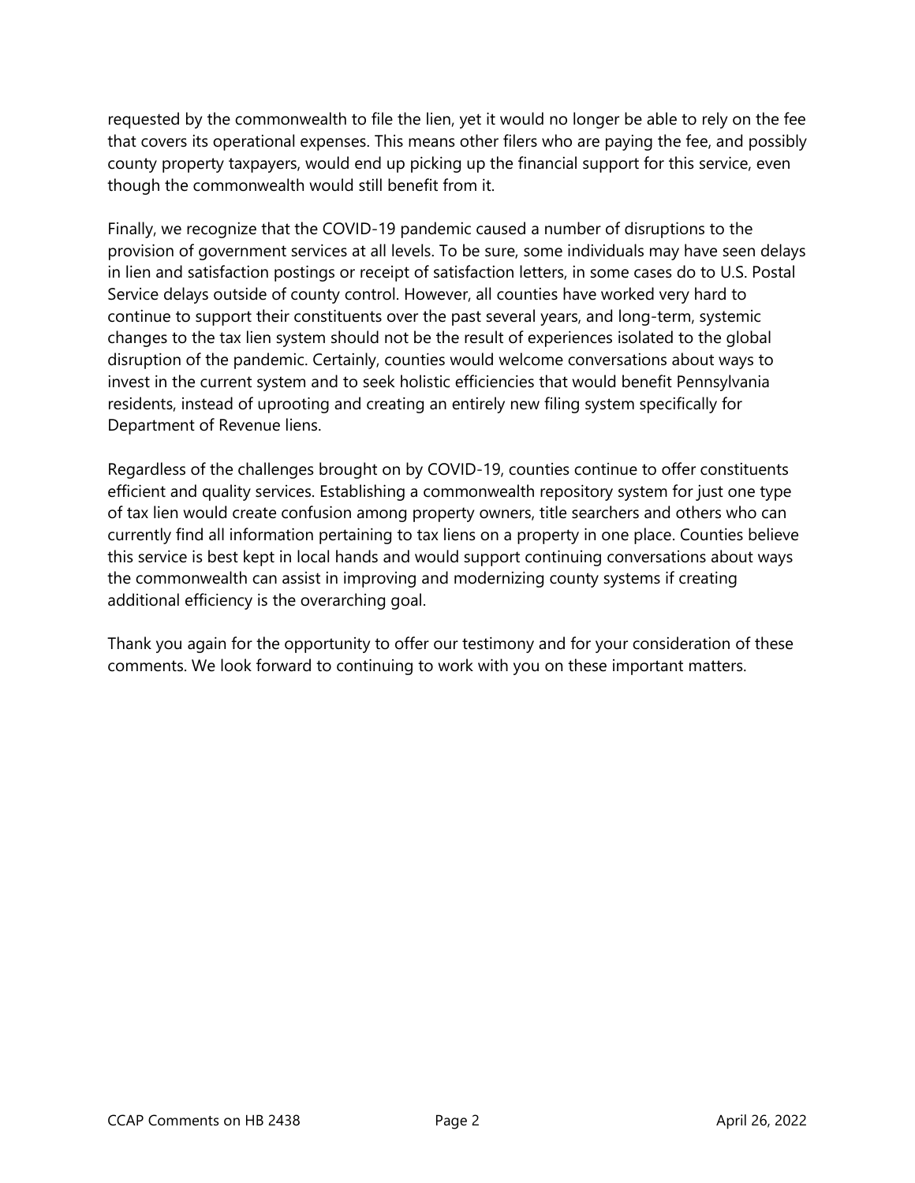requested by the commonwealth to file the lien, yet it would no longer be able to rely on the fee that covers its operational expenses. This means other filers who are paying the fee, and possibly county property taxpayers, would end up picking up the financial support for this service, even though the commonwealth would still benefit from it.

Finally, we recognize that the COVID-19 pandemic caused a number of disruptions to the provision of government services at all levels. To be sure, some individuals may have seen delays in lien and satisfaction postings or receipt of satisfaction letters, in some cases do to U.S. Postal Service delays outside of county control. However, all counties have worked very hard to continue to support their constituents over the past several years, and long-term, systemic changes to the tax lien system should not be the result of experiences isolated to the global disruption of the pandemic. Certainly, counties would welcome conversations about ways to invest in the current system and to seek holistic efficiencies that would benefit Pennsylvania residents, instead of uprooting and creating an entirely new filing system specifically for Department of Revenue liens.

Regardless of the challenges brought on by COVID-19, counties continue to offer constituents efficient and quality services. Establishing a commonwealth repository system for just one type of tax lien would create confusion among property owners, title searchers and others who can currently find all information pertaining to tax liens on a property in one place. Counties believe this service is best kept in local hands and would support continuing conversations about ways the commonwealth can assist in improving and modernizing county systems if creating additional efficiency is the overarching goal.

Thank you again for the opportunity to offer our testimony and for your consideration of these comments. We look forward to continuing to work with you on these important matters.